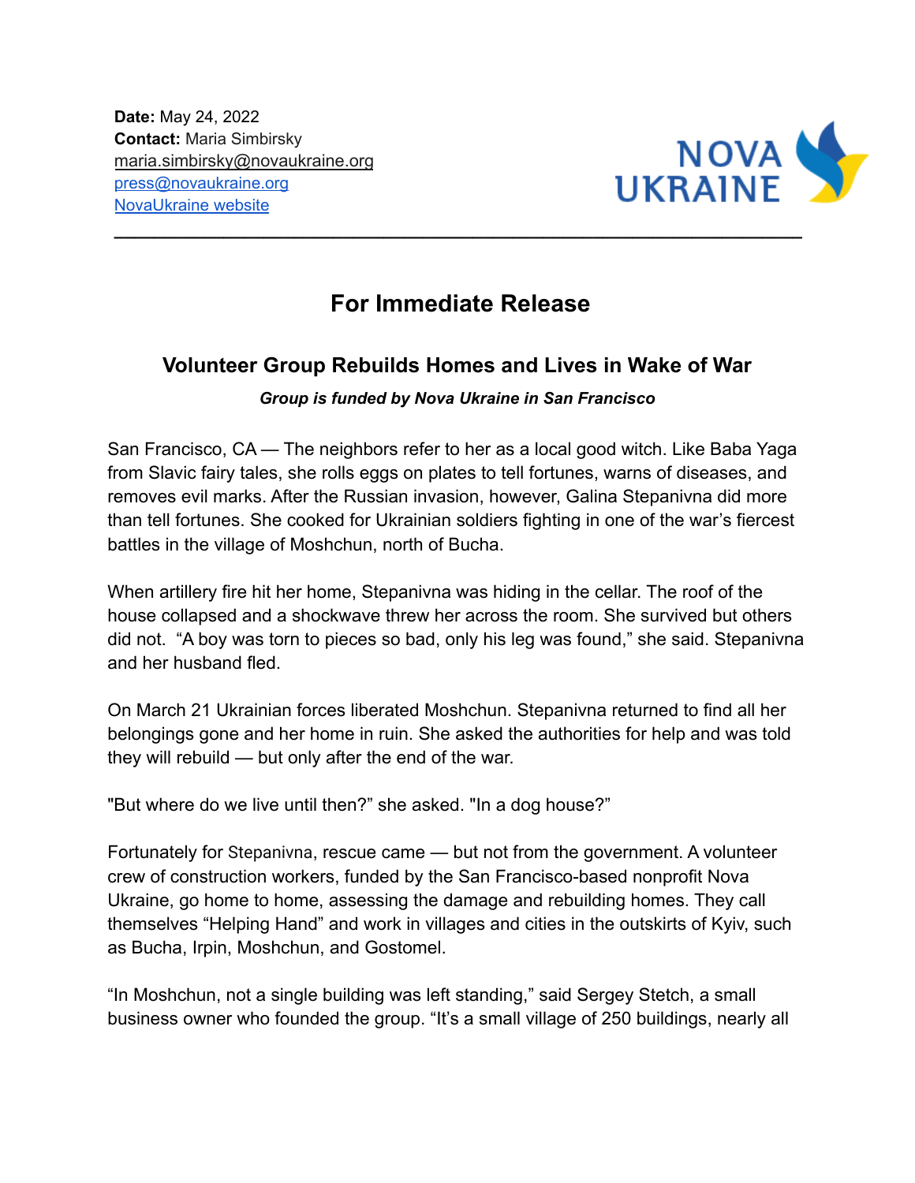**Date:** May 24, 2022
**Contact:** Maria Simbirsky
maria.simbirsky@novaukraine.org
press@novaukraine.org
NovaUkraine website

NOVA UKRAINE

---

## For Immediate Release

### Volunteer Group Rebuilds Homes and Lives in Wake of War

***Group is funded by Nova Ukraine in San Francisco***

San Francisco, CA — The neighbors refer to her as a local good witch. Like Baba Yaga from Slavic fairy tales, she rolls eggs on plates to tell fortunes, warns of diseases, and removes evil marks. After the Russian invasion, however, Galina Stepanivna did more than tell fortunes. She cooked for Ukrainian soldiers fighting in one of the war's fiercest battles in the village of Moshchun, north of Bucha.

When artillery fire hit her home, Stepanivna was hiding in the cellar. The roof of the house collapsed and a shockwave threw her across the room. She survived but others did not. "A boy was torn to pieces so bad, only his leg was found," she said. Stepanivna and her husband fled.

On March 21 Ukrainian forces liberated Moshchun. Stepanivna returned to find all her belongings gone and her home in ruin. She asked the authorities for help and was told they will rebuild — but only after the end of the war.

"But where do we live until then?" she asked. "In a dog house?"

Fortunately for Stepanivna, rescue came — but not from the government. A volunteer crew of construction workers, funded by the San Francisco-based nonprofit Nova Ukraine, go home to home, assessing the damage and rebuilding homes. They call themselves "Helping Hand" and work in villages and cities in the outskirts of Kyiv, such as Bucha, Irpin, Moshchun, and Gostomel.

"In Moshchun, not a single building was left standing," said Sergey Stetch, a small business owner who founded the group. "It's a small village of 250 buildings, nearly all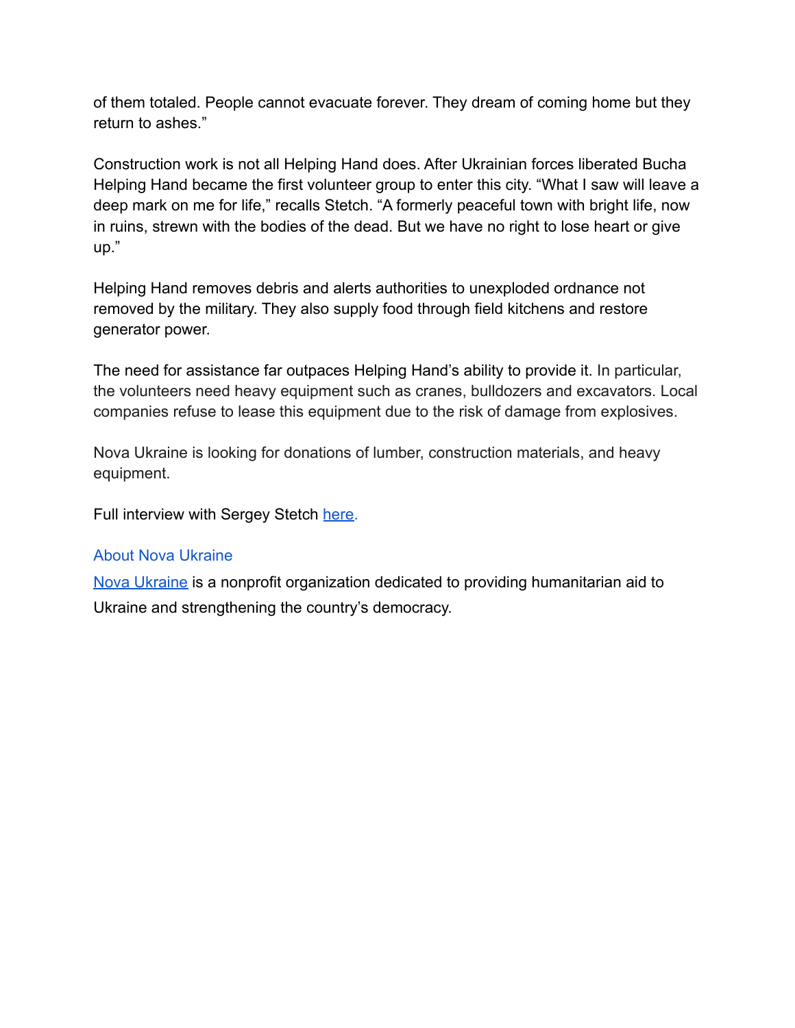of them totaled. People cannot evacuate forever. They dream of coming home but they return to ashes."

Construction work is not all Helping Hand does. After Ukrainian forces liberated Bucha Helping Hand became the first volunteer group to enter this city. "What I saw will leave a deep mark on me for life," recalls Stetch. "A formerly peaceful town with bright life, now in ruins, strewn with the bodies of the dead. But we have no right to lose heart or give up."

Helping Hand removes debris and alerts authorities to unexploded ordnance not removed by the military. They also supply food through field kitchens and restore generator power.

The need for assistance far outpaces Helping Hand's ability to provide it. In particular, the volunteers need heavy equipment such as cranes, bulldozers and excavators. Local companies refuse to lease this equipment due to the risk of damage from explosives.

Nova Ukraine is looking for donations of lumber, construction materials, and heavy equipment.

Full interview with Sergey Stetch here.

## About Nova Ukraine

Nova Ukraine is a nonprofit organization dedicated to providing humanitarian aid to Ukraine and strengthening the country's democracy.